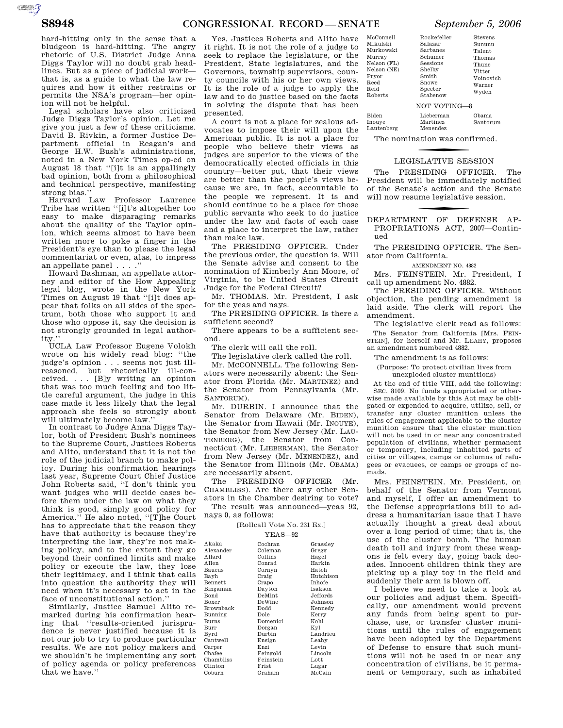hard-hitting only in the sense that a bludgeon is hard-hitting. The angry rhetoric of U.S. District Judge Anna Diggs Taylor will no doubt grab headlines. But as a piece of judicial work—that is, as a guide to what the law requires and how it either restrains or permits the NSA's program—her opinion will not be helpful.

Legal scholars have also criticized Judge Diggs Taylor's opinion. Let me give you just a few of these criticisms. David B. Rivkin, a former Justice Department official in Reagan's and George H.W. Bush's administrations, noted in a New York Times op-ed on August 18 that "[i]t is an appallingly bad opinion, both from a philosophical and technical perspective, manifesting strong bias."

Harvard Law Professor Laurence Tribe has written "[i]t's altogether too easy to make disparaging remarks about the quality of the Taylor opinion, which seems almost to have been written more to poke a finger in the President's eye than to please the legal commentariat or even, alas, to impress an appellate panel . . . ."

Howard Bashman, an appellate attorney and editor of the How Appealing legal blog, wrote in the New York Times on August 19 that "[i]t does appear that folks on all sides of the spectrum, both those who support it and those who oppose it, say the decision is not strongly grounded in legal authority."

UCLA Law Professor Eugene Volokh wrote on his widely read blog: "the judge's opinion . . . seems not just ill-reasoned, but rhetorically ill-conceived. . . . [B]y writing an opinion that was too much feeling and too little careful argument, the judge in this case made it less likely that the legal approach she feels so strongly about will ultimately become law."

In contrast to Judge Anna Diggs Taylor, both of President Bush's nominees to the Supreme Court, Justices Roberts and Alito, understand that it is not the role of the judicial branch to make policy. During his confirmation hearings last year, Supreme Court Chief Justice John Roberts said, "I don't think you want judges who will decide cases before them under the law on what they think is good, simply good policy for America." He also noted, "[T]he Court has to appreciate that the reason they have that authority is because they're interpreting the law, they're not making policy, and to the extent they go beyond their confined limits and make policy or execute the law, they lose their legitimacy, and I think that calls into question the authority they will need when it's necessary to act in the face of unconstitutional action."

Similarly, Justice Samuel Alito remarked during his confirmation hearing that "results-oriented jurisprudence is never justified because it is not our job to try to produce particular results. We are not policy makers and we shouldn't be implementing any sort of policy agenda or policy preferences that we have."

Yes, Justices Roberts and Alito have it right. It is not the role of a judge to seek to replace the legislature, or the President, State legislatures, and the Governors, township supervisors, county councils with his or her own views. It is the role of a judge to apply the law and to do justice based on the facts in solving the dispute that has been presented.

A court is not a place for zealous advocates to impose their will upon the American public. It is not a place for people who believe their views as judges are superior to the views of the democratically elected officials in this country—better put, that their views are better than the people's views because we are, in fact, accountable to the people we represent. It is and should continue to be a place for those public servants who seek to do justice under the law and facts of each case and a place to interpret the law, rather than make law.

The PRESIDING OFFICER. Under the previous order, the question is, Will the Senate advise and consent to the nomination of Kimberly Ann Moore, of Virginia, to be United States Circuit Judge for the Federal Circuit?

Mr. THOMAS. Mr. President, I ask for the yeas and nays.

The PRESIDING OFFICER. Is there a sufficient second?

There appears to be a sufficient second.

The clerk will call the roll.

The legislative clerk called the roll.

Mr. MCCONNELL. The following Senators were necessarily absent: the Senator from Florida (Mr. MARTINEZ) and the Senator from Pennsylvania (Mr. SANTORUM).

Mr. DURBIN. I announce that the Senator from Delaware (Mr. BIDEN), the Senator from Hawaii (Mr. INOUYE), the Senator from New Jersey (Mr. LAUTENBERG), the Senator from Connecticut (Mr. LIEBERMAN), the Senator from New Jersey (Mr. MENENDEZ), and the Senator from Illinois (Mr. OBAMA) are necessarily absent.

The PRESIDING OFFICER (Mr. CHAMBLISS). Are there any other Senators in the Chamber desiring to vote?

The result was announced—yeas 92, nays 0, as follows:

[Rollcall Vote No. 231 Ex.]

YEAS—92

| | | |
|---|---|---|
| Akaka | Cochran | Grassley |
| Alexander | Coleman | Gregg |
| Allard | Collins | Hagel |
| Allen | Conrad | Harkin |
| Baucus | Cornyn | Hatch |
| Bayh | Craig | Hutchison |
| Bennett | Crapo | Inhofe |
| Bingaman | Dayton | Isakson |
| Bond | DeMint | Jeffords |
| Boxer | DeWine | Johnson |
| Brownback | Dodd | Kennedy |
| Bunning | Dole | Kerry |
| Burns | Domenici | Kohl |
| Burr | Dorgan | Kyl |
| Byrd | Durbin | Landrieu |
| Cantwell | Ensign | Leahy |
| Carper | Enzi | Levin |
| Chafee | Feingold | Lincoln |
| Chambliss | Feinstein | Lott |
| Clinton | Frist | Lugar |
| Coburn | Graham | McCain |
| McConnell | Rockefeller | Stevens |
| Mikulski | Salazar | Sununu |
| Murkowski | Sarbanes | Talent |
| Murray | Schumer | Thomas |
| Nelson (FL) | Sessions | Thune |
| Nelson (NE) | Shelby | Vitter |
| Pryor | Smith | Voinovich |
| Reed | Snowe | Warner |
| Reid | Specter | Wyden |
| Roberts | Stabenow | |

NOT VOTING—8

| | | |
|---|---|---|
| Biden | Lieberman | Obama |
| Inouye | Martinez | Santorum |
| Lautenberg | Menendez | |

The nomination was confirmed.

## LEGISLATIVE SESSION

The PRESIDING OFFICER. The President will be immediately notified of the Senate's action and the Senate will now resume legislative session.

## DEPARTMENT OF DEFENSE APPROPRIATIONS ACT, 2007—Continued

The PRESIDING OFFICER. The Senator from California.

AMENDMENT NO. 4882

Mrs. FEINSTEIN. Mr. President, I call up amendment No. 4882.

The PRESIDING OFFICER. Without objection, the pending amendment is laid aside. The clerk will report the amendment.

The legislative clerk read as follows:

The Senator from California [Mrs. FEINSTEIN], for herself and Mr. LEAHY, proposes an amendment numbered 4882.

The amendment is as follows:

(Purpose: To protect civilian lives from unexploded cluster munitions)

At the end of title VIII, add the following:

SEC. 8109. No funds appropriated or otherwise made available by this Act may be obligated or expended to acquire, utilize, sell, or transfer any cluster munition unless the rules of engagement applicable to the cluster munition ensure that the cluster munition will not be used in or near any concentrated population of civilians, whether permanent or temporary, including inhabited parts of cities or villages, camps or columns of refugees or evacuees, or camps or groups of nomads.

Mrs. FEINSTEIN. Mr. President, on behalf of the Senator from Vermont and myself, I offer an amendment to the Defense appropriations bill to address a humanitarian issue that I have actually thought a great deal about over a long period of time; that is, the use of the cluster bomb. The human death toll and injury from these weapons is felt every day, going back decades. Innocent children think they are picking up a play toy in the field and suddenly their arm is blown off.

I believe we need to take a look at our policies and adjust them. Specifically, our amendment would prevent any funds from being spent to purchase, use, or transfer cluster munitions until the rules of engagement have been adopted by the Department of Defense to ensure that such munitions will not be used in or near any concentration of civilians, be it permanent or temporary, such as inhabited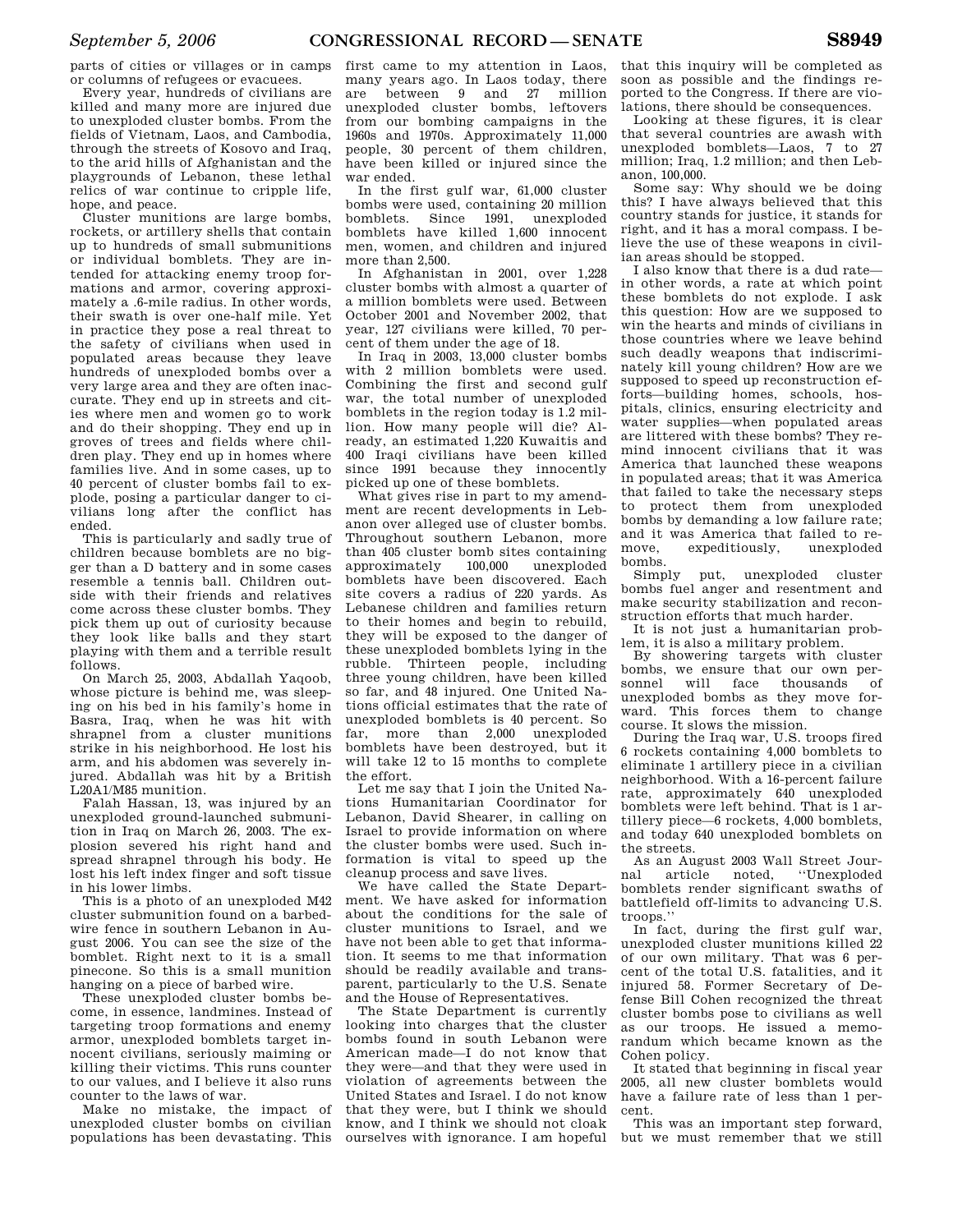parts of cities or villages or in camps or columns of refugees or evacuees.

Every year, hundreds of civilians are killed and many more are injured due to unexploded cluster bombs. From the fields of Vietnam, Laos, and Cambodia, through the streets of Kosovo and Iraq, to the arid hills of Afghanistan and the playgrounds of Lebanon, these lethal relics of war continue to cripple life, hope, and peace.

Cluster munitions are large bombs, rockets, or artillery shells that contain up to hundreds of small submunitions or individual bomblets. They are intended for attacking enemy troop formations and armor, covering approximately a .6-mile radius. In other words, their swath is over one-half mile. Yet in practice they pose a real threat to the safety of civilians when used in populated areas because they leave hundreds of unexploded bombs over a very large area and they are often inaccurate. They end up in streets and cities where men and women go to work and do their shopping. They end up in groves of trees and fields where children play. They end up in homes where families live. And in some cases, up to 40 percent of cluster bombs fail to explode, posing a particular danger to civilians long after the conflict has ended.

This is particularly and sadly true of children because bomblets are no bigger than a D battery and in some cases resemble a tennis ball. Children outside with their friends and relatives come across these cluster bombs. They pick them up out of curiosity because they look like balls and they start playing with them and a terrible result follows.

On March 25, 2003, Abdallah Yaqoob, whose picture is behind me, was sleeping on his bed in his family's home in Basra, Iraq, when he was hit with shrapnel from a cluster munitions strike in his neighborhood. He lost his arm, and his abdomen was severely injured. Abdallah was hit by a British L20A1/M85 munition.

Falah Hassan, 13, was injured by an unexploded ground-launched submunition in Iraq on March 26, 2003. The explosion severed his right hand and spread shrapnel through his body. He lost his left index finger and soft tissue in his lower limbs.

This is a photo of an unexploded M42 cluster submunition found on a barbed-wire fence in southern Lebanon in August 2006. You can see the size of the bomblet. Right next to it is a small pinecone. So this is a small munition hanging on a piece of barbed wire.

These unexploded cluster bombs become, in essence, landmines. Instead of targeting troop formations and enemy armor, unexploded bomblets target innocent civilians, seriously maiming or killing their victims. This runs counter to our values, and I believe it also runs counter to the laws of war.

Make no mistake, the impact of unexploded cluster bombs on civilian populations has been devastating. This first came to my attention in Laos, many years ago. In Laos today, there are between 9 and 27 million unexploded cluster bombs, leftovers from our bombing campaigns in the 1960s and 1970s. Approximately 11,000 people, 30 percent of them children, have been killed or injured since the war ended.

In the first gulf war, 61,000 cluster bombs were used, containing 20 million bomblets. Since 1991, unexploded bomblets have killed 1,600 innocent men, women, and children and injured more than 2,500.

In Afghanistan in 2001, over 1,228 cluster bombs with almost a quarter of a million bomblets were used. Between October 2001 and November 2002, that year, 127 civilians were killed, 70 percent of them under the age of 18.

In Iraq in 2003, 13,000 cluster bombs with 2 million bomblets were used. Combining the first and second gulf war, the total number of unexploded bomblets in the region today is 1.2 million. How many people will die? Already, an estimated 1,220 Kuwaitis and 400 Iraqi civilians have been killed since 1991 because they innocently picked up one of these bomblets.

What gives rise in part to my amendment are recent developments in Lebanon over alleged use of cluster bombs. Throughout southern Lebanon, more than 405 cluster bomb sites containing approximately 100,000 unexploded bomblets have been discovered. Each site covers a radius of 220 yards. As Lebanese children and families return to their homes and begin to rebuild, they will be exposed to the danger of these unexploded bomblets lying in the rubble. Thirteen people, including three young children, have been killed so far, and 48 injured. One United Nations official estimates that the rate of unexploded bomblets is 40 percent. So far, more than 2,000 unexploded bomblets have been destroyed, but it will take 12 to 15 months to complete the effort.

Let me say that I join the United Nations Humanitarian Coordinator for Lebanon, David Shearer, in calling on Israel to provide information on where the cluster bombs were used. Such information is vital to speed up the cleanup process and save lives.

We have called the State Department. We have asked for information about the conditions for the sale of cluster munitions to Israel, and we have not been able to get that information. It seems to me that information should be readily available and transparent, particularly to the U.S. Senate and the House of Representatives.

The State Department is currently looking into charges that the cluster bombs found in south Lebanon were American made—I do not know that they were—and that they were used in violation of agreements between the United States and Israel. I do not know that they were, but I think we should know, and I think we should not cloak ourselves with ignorance. I am hopeful that this inquiry will be completed as soon as possible and the findings reported to the Congress. If there are violations, there should be consequences.

Looking at these figures, it is clear that several countries are awash with unexploded bomblets—Laos, 7 to 27 million; Iraq, 1.2 million; and then Lebanon, 100,000.

Some say: Why should we be doing this? I have always believed that this country stands for justice, it stands for right, and it has a moral compass. I believe the use of these weapons in civilian areas should be stopped.

I also know that there is a dud rate—in other words, a rate at which point these bomblets do not explode. I ask this question: How are we supposed to win the hearts and minds of civilians in those countries where we leave behind such deadly weapons that indiscriminately kill young children? How are we supposed to speed up reconstruction efforts—building homes, schools, hospitals, clinics, ensuring electricity and water supplies—when populated areas are littered with these bombs? They remind innocent civilians that it was America that launched these weapons in populated areas; that it was America that failed to take the necessary steps to protect them from unexploded bombs by demanding a low failure rate; and it was America that failed to remove, expeditiously, unexploded bombs.

Simply put, unexploded cluster bombs fuel anger and resentment and make security stabilization and reconstruction efforts that much harder.

It is not just a humanitarian problem, it is also a military problem.

By showering targets with cluster bombs, we ensure that our own personnel will face thousands of unexploded bombs as they move forward. This forces them to change course. It slows the mission.

During the Iraq war, U.S. troops fired 6 rockets containing 4,000 bomblets to eliminate 1 artillery piece in a civilian neighborhood. With a 16-percent failure rate, approximately 640 unexploded bomblets were left behind. That is 1 artillery piece—6 rockets, 4,000 bomblets, and today 640 unexploded bomblets on the streets.

As an August 2003 Wall Street Journal article noted, "Unexploded bomblets render significant swaths of battlefield off-limits to advancing U.S. troops."

In fact, during the first gulf war, unexploded cluster munitions killed 22 of our own military. That was 6 percent of the total U.S. fatalities, and it injured 58. Former Secretary of Defense Bill Cohen recognized the threat cluster bombs pose to civilians as well as our troops. He issued a memorandum which became known as the Cohen policy.

It stated that beginning in fiscal year 2005, all new cluster bomblets would have a failure rate of less than 1 percent.

This was an important step forward, but we must remember that we still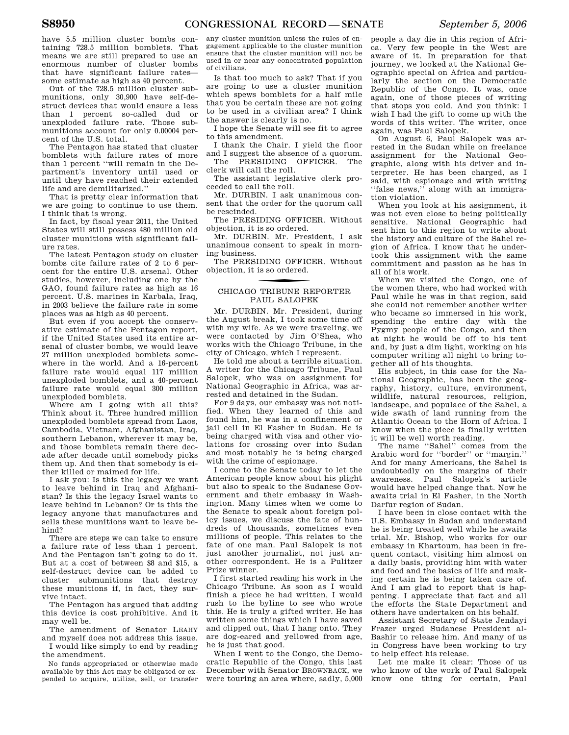have 5.5 million cluster bombs containing 728.5 million bomblets. That means we are still prepared to use an enormous number of cluster bombs that have significant failure rates—some estimate as high as 40 percent.

Out of the 728.5 million cluster submunitions, only 30,900 have self-destruct devices that would ensure a less than 1 percent so-called dud or unexploded failure rate. Those submunitions account for only 0.00004 percent of the U.S. total.

The Pentagon has stated that cluster bomblets with failure rates of more than 1 percent ''will remain in the Department's inventory until used or until they have reached their extended life and are demilitarized.''

That is pretty clear information that we are going to continue to use them. I think that is wrong.

In fact, by fiscal year 2011, the United States will still possess 480 million old cluster munitions with significant failure rates.

The latest Pentagon study on cluster bombs cite failure rates of 2 to 6 percent for the entire U.S. arsenal. Other studies, however, including one by the GAO, found failure rates as high as 16 percent. U.S. marines in Karbala, Iraq, in 2003 believe the failure rate in some places was as high as 40 percent.

But even if you accept the conservative estimate of the Pentagon report, if the United States used its entire arsenal of cluster bombs, we would leave 27 million unexploded bomblets somewhere in the world. And a 16-percent failure rate would equal 117 million unexploded bomblets, and a 40-percent failure rate would equal 300 million unexploded bomblets.

Where am I going with all this? Think about it. Three hundred million unexploded bomblets spread from Laos, Cambodia, Vietnam, Afghanistan, Iraq, southern Lebanon, wherever it may be, and those bomblets remain there decade after decade until somebody picks them up. And then that somebody is either killed or maimed for life.

I ask you: Is this the legacy we want to leave behind in Iraq and Afghanistan? Is this the legacy Israel wants to leave behind in Lebanon? Or is this the legacy anyone that manufactures and sells these munitions want to leave behind?

There are steps we can take to ensure a failure rate of less than 1 percent. And the Pentagon isn't going to do it. But at a cost of between $8 and $15, a self-destruct device can be added to cluster submunitions that destroy these munitions if, in fact, they survive intact.

The Pentagon has argued that adding this device is cost prohibitive. And it may well be.

The amendment of Senator LEAHY and myself does not address this issue.

I would like simply to end by reading the amendment.

No funds appropriated or otherwise made available by this Act may be obligated or expended to acquire, utilize, sell, or transfer any cluster munition unless the rules of engagement applicable to the cluster munition ensure that the cluster munition will not be used in or near any concentrated population of civilians.

Is that too much to ask? That if you are going to use a cluster munition which spews bomblets for a half mile that you be certain these are not going to be used in a civilian area? I think the answer is clearly is no.

I hope the Senate will see fit to agree to this amendment.

I thank the Chair. I yield the floor and I suggest the absence of a quorum.

The PRESIDING OFFICER. The clerk will call the roll.

The assistant legislative clerk proceeded to call the roll.

Mr. DURBIN. I ask unanimous consent that the order for the quorum call be rescinded.

The PRESIDING OFFICER. Without objection, it is so ordered.

Mr. DURBIN. Mr. President, I ask unanimous consent to speak in morning business.

The PRESIDING OFFICER. Without objection, it is so ordered.

## CHICAGO TRIBUNE REPORTER PAUL SALOPEK

Mr. DURBIN. Mr. President, during the August break, I took some time off with my wife. As we were traveling, we were contacted by Jim O'Shea, who works with the Chicago Tribune, in the city of Chicago, which I represent.

He told me about a terrible situation. A writer for the Chicago Tribune, Paul Salopek, who was on assignment for National Geographic in Africa, was arrested and detained in the Sudan.

For 9 days, our embassy was not notified. When they learned of this and found him, he was in a confinement or jail cell in El Fasher in Sudan. He is being charged with visa and other violations for crossing over into Sudan and most notably he is being charged with the crime of espionage.

I come to the Senate today to let the American people know about his plight but also to speak to the Sudanese Government and their embassy in Washington. Many times when we come to the Senate to speak about foreign policy issues, we discuss the fate of hundreds of thousands, sometimes even millions of people. This relates to the fate of one man. Paul Salopek is not just another journalist, not just another correspondent. He is a Pulitzer Prize winner.

I first started reading his work in the Chicago Tribune. As soon as I would finish a piece he had written, I would rush to the byline to see who wrote this. He is truly a gifted writer. He has written some things which I have saved and clipped out, that I hang onto. They are dog-eared and yellowed from age, he is just that good.

When I went to the Congo, the Democratic Republic of the Congo, this last December with Senator BROWNBACK, we were touring an area where, sadly, 5,000 people a day die in this region of Africa. Very few people in the West are aware of it. In preparation for that journey, we looked at the National Geographic special on Africa and particularly the section on the Democratic Republic of the Congo. It was, once again, one of those pieces of writing that stops you cold. And you think: I wish I had the gift to come up with the words of this writer. The writer, once again, was Paul Salopek.

On August 6, Paul Salopek was arrested in the Sudan while on freelance assignment for the National Geographic, along with his driver and interpreter. He has been charged, as I said, with espionage and with writing ''false news,'' along with an immigration violation.

When you look at his assignment, it was not even close to being politically sensitive. National Geographic had sent him to this region to write about the history and culture of the Sahel region of Africa. I know that he undertook this assignment with the same commitment and passion as he has in all of his work.

When we visited the Congo, one of the women there, who had worked with Paul while he was in that region, said she could not remember another writer who became so immersed in his work, spending the entire day with the Pygmy people of the Congo, and then at night he would be off to his tent and, by just a dim light, working on his computer writing all night to bring together all of his thoughts.

His subject, in this case for the National Geographic, has been the geography, history, culture, environment, wildlife, natural resources, religion, landscape, and populace of the Sahel, a wide swath of land running from the Atlantic Ocean to the Horn of Africa. I know when the piece is finally written it will be well worth reading.

The name ''Sahel'' comes from the Arabic word for ''border'' or ''margin.'' And for many Americans, the Sahel is undoubtedly on the margins of their awareness. Paul Salopek's article would have helped change that. Now he awaits trial in El Fasher, in the North Darfur region of Sudan.

I have been in close contact with the U.S. Embassy in Sudan and understand he is being treated well while he awaits trial. Mr. Bishop, who works for our embassy in Khartoum, has been in frequent contact, visiting him almost on a daily basis, providing him with water and food and the basics of life and making certain he is being taken care of. And I am glad to report that is happening. I appreciate that fact and all the efforts the State Department and others have undertaken on his behalf.

Assistant Secretary of State Jendayi Frazer urged Sudanese President al-Bashir to release him. And many of us in Congress have been working to try to help effect his release.

Let me make it clear: Those of us who know of the work of Paul Salopek know one thing for certain, Paul